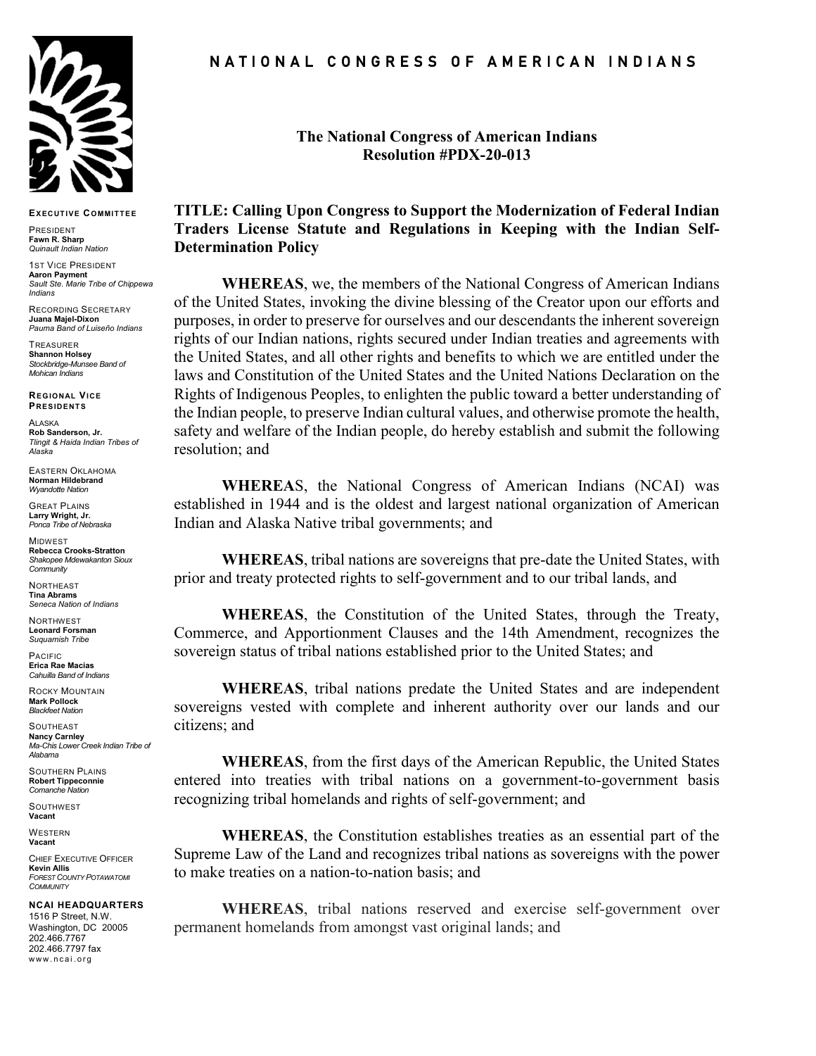# NATIONAL CONGRESS OF AMERICAN INDIANS

**EXECUTIVE COMMITTEE**

PRESIDENT
**Fawn R. Sharp**
*Quinault Indian Nation*

1ST VICE PRESIDENT
**Aaron Payment**
*Sault Ste. Marie Tribe of Chippewa Indians*

RECORDING SECRETARY
**Juana Majel-Dixon**
*Pauma Band of Luiseño Indians*

TREASURER
**Shannon Holsey**
*Stockbridge-Munsee Band of Mohican Indians*

**REGIONAL VICE PRESIDENTS**

ALASKA
**Rob Sanderson, Jr.**
*Tlingit & Haida Indian Tribes of Alaska*

EASTERN OKLAHOMA
**Norman Hildebrand**
*Wyandotte Nation*

GREAT PLAINS
**Larry Wright, Jr.**
*Ponca Tribe of Nebraska*

MIDWEST
**Rebecca Crooks-Stratton**
*Shakopee Mdewakanton Sioux Community*

NORTHEAST
**Tina Abrams**
*Seneca Nation of Indians*

NORTHWEST
**Leonard Forsman**
*Suquamish Tribe*

PACIFIC
**Erica Rae Macias**
*Cahuilla Band of Indians*

ROCKY MOUNTAIN
**Mark Pollock**
*Blackfeet Nation*

SOUTHEAST
**Nancy Carnley**
*Ma-Chis Lower Creek Indian Tribe of Alabama*

SOUTHERN PLAINS
**Robert Tippeconnie**
*Comanche Nation*

SOUTHWEST
**Vacant**

WESTERN
**Vacant**

CHIEF EXECUTIVE OFFICER
**Kevin Allis**
*FOREST COUNTY POTAWATOMI COMMUNITY*

**NCAI HEADQUARTERS**
1516 P Street, N.W.
Washington, DC 20005
202.466.7767
202.466.7797 fax
www.ncai.org

## The National Congress of American Indians Resolution #PDX-20-013

## TITLE: Calling Upon Congress to Support the Modernization of Federal Indian Traders License Statute and Regulations in Keeping with the Indian Self-Determination Policy

**WHEREAS**, we, the members of the National Congress of American Indians of the United States, invoking the divine blessing of the Creator upon our efforts and purposes, in order to preserve for ourselves and our descendants the inherent sovereign rights of our Indian nations, rights secured under Indian treaties and agreements with the United States, and all other rights and benefits to which we are entitled under the laws and Constitution of the United States and the United Nations Declaration on the Rights of Indigenous Peoples, to enlighten the public toward a better understanding of the Indian people, to preserve Indian cultural values, and otherwise promote the health, safety and welfare of the Indian people, do hereby establish and submit the following resolution; and

**WHEREAS**, the National Congress of American Indians (NCAI) was established in 1944 and is the oldest and largest national organization of American Indian and Alaska Native tribal governments; and

**WHEREAS**, tribal nations are sovereigns that pre-date the United States, with prior and treaty protected rights to self-government and to our tribal lands, and

**WHEREAS**, the Constitution of the United States, through the Treaty, Commerce, and Apportionment Clauses and the 14th Amendment, recognizes the sovereign status of tribal nations established prior to the United States; and

**WHEREAS**, tribal nations predate the United States and are independent sovereigns vested with complete and inherent authority over our lands and our citizens; and

**WHEREAS**, from the first days of the American Republic, the United States entered into treaties with tribal nations on a government-to-government basis recognizing tribal homelands and rights of self-government; and

**WHEREAS**, the Constitution establishes treaties as an essential part of the Supreme Law of the Land and recognizes tribal nations as sovereigns with the power to make treaties on a nation-to-nation basis; and

**WHEREAS**, tribal nations reserved and exercise self-government over permanent homelands from amongst vast original lands; and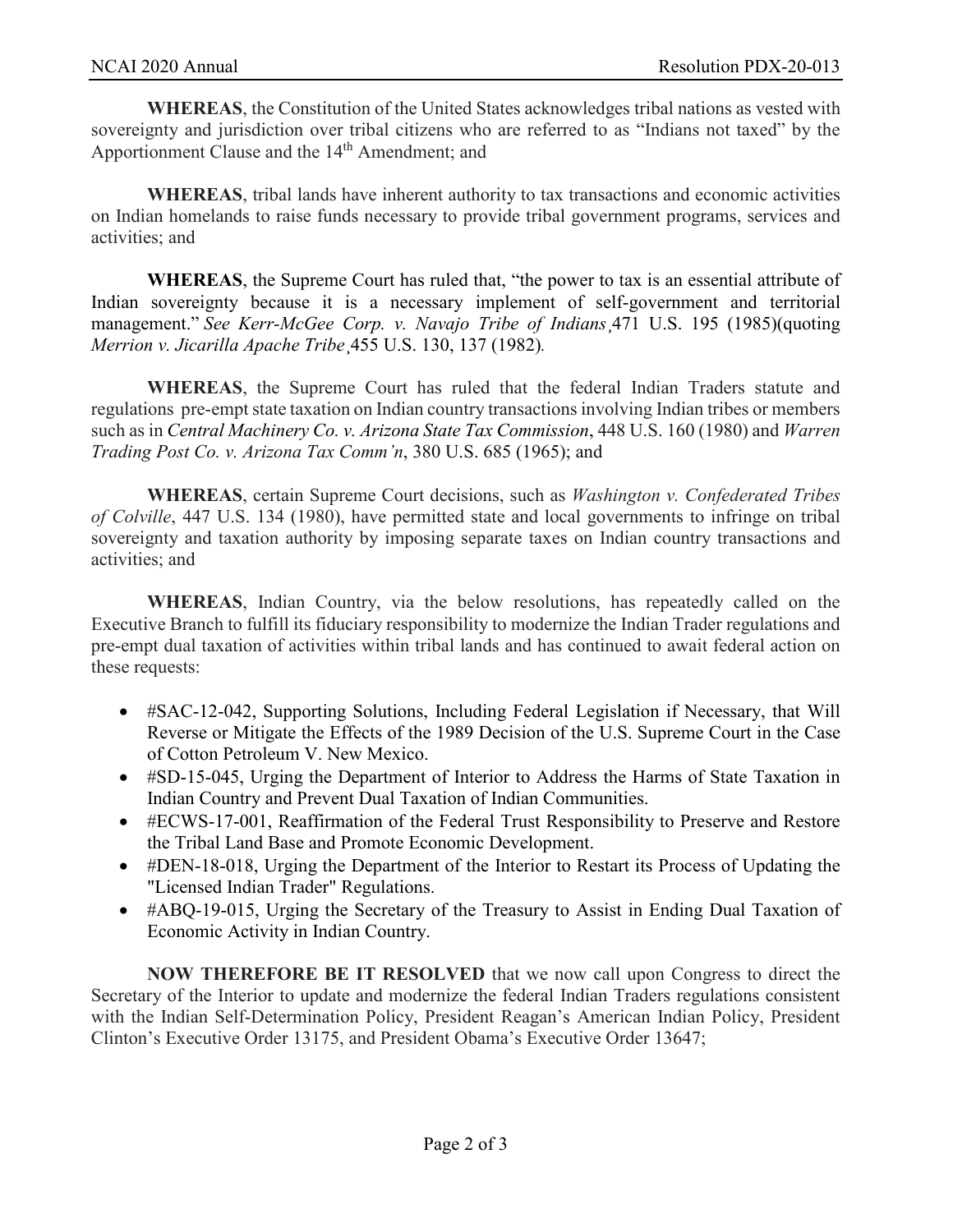**WHEREAS**, the Constitution of the United States acknowledges tribal nations as vested with sovereignty and jurisdiction over tribal citizens who are referred to as "Indians not taxed" by the Apportionment Clause and the 14th Amendment; and

**WHEREAS**, tribal lands have inherent authority to tax transactions and economic activities on Indian homelands to raise funds necessary to provide tribal government programs, services and activities; and

**WHEREAS**, the Supreme Court has ruled that, "the power to tax is an essential attribute of Indian sovereignty because it is a necessary implement of self-government and territorial management." *See Kerr-McGee Corp. v. Navajo Tribe of Indians*, 471 U.S. 195 (1985)(quoting *Merrion v. Jicarilla Apache Tribe*, 455 U.S. 130, 137 (1982).

**WHEREAS**, the Supreme Court has ruled that the federal Indian Traders statute and regulations pre-empt state taxation on Indian country transactions involving Indian tribes or members such as in *Central Machinery Co. v. Arizona State Tax Commission*, 448 U.S. 160 (1980) and *Warren Trading Post Co. v. Arizona Tax Comm'n*, 380 U.S. 685 (1965); and

**WHEREAS**, certain Supreme Court decisions, such as *Washington v. Confederated Tribes of Colville*, 447 U.S. 134 (1980), have permitted state and local governments to infringe on tribal sovereignty and taxation authority by imposing separate taxes on Indian country transactions and activities; and

**WHEREAS**, Indian Country, via the below resolutions, has repeatedly called on the Executive Branch to fulfill its fiduciary responsibility to modernize the Indian Trader regulations and pre-empt dual taxation of activities within tribal lands and has continued to await federal action on these requests:

- #SAC-12-042, Supporting Solutions, Including Federal Legislation if Necessary, that Will Reverse or Mitigate the Effects of the 1989 Decision of the U.S. Supreme Court in the Case of Cotton Petroleum V. New Mexico.
- #SD-15-045, Urging the Department of Interior to Address the Harms of State Taxation in Indian Country and Prevent Dual Taxation of Indian Communities.
- #ECWS-17-001, Reaffirmation of the Federal Trust Responsibility to Preserve and Restore the Tribal Land Base and Promote Economic Development.
- #DEN-18-018, Urging the Department of the Interior to Restart its Process of Updating the "Licensed Indian Trader" Regulations.
- #ABQ-19-015, Urging the Secretary of the Treasury to Assist in Ending Dual Taxation of Economic Activity in Indian Country.

**NOW THEREFORE BE IT RESOLVED** that we now call upon Congress to direct the Secretary of the Interior to update and modernize the federal Indian Traders regulations consistent with the Indian Self-Determination Policy, President Reagan's American Indian Policy, President Clinton's Executive Order 13175, and President Obama's Executive Order 13647;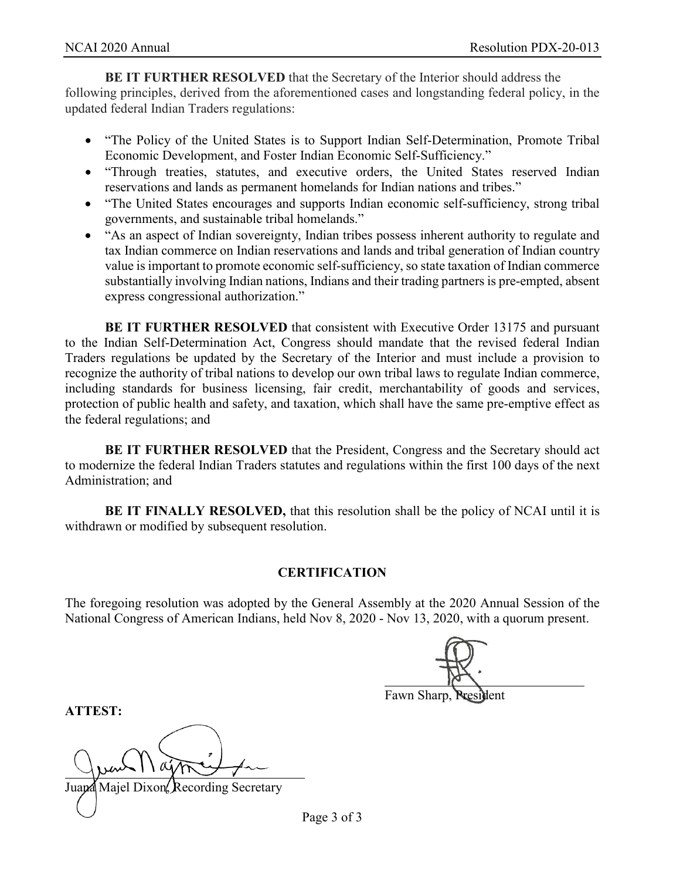**BE IT FURTHER RESOLVED** that the Secretary of the Interior should address the following principles, derived from the aforementioned cases and longstanding federal policy, in the updated federal Indian Traders regulations:

- "The Policy of the United States is to Support Indian Self-Determination, Promote Tribal Economic Development, and Foster Indian Economic Self-Sufficiency."
- "Through treaties, statutes, and executive orders, the United States reserved Indian reservations and lands as permanent homelands for Indian nations and tribes."
- "The United States encourages and supports Indian economic self-sufficiency, strong tribal governments, and sustainable tribal homelands."
- "As an aspect of Indian sovereignty, Indian tribes possess inherent authority to regulate and tax Indian commerce on Indian reservations and lands and tribal generation of Indian country value is important to promote economic self-sufficiency, so state taxation of Indian commerce substantially involving Indian nations, Indians and their trading partners is pre-empted, absent express congressional authorization."

**BE IT FURTHER RESOLVED** that consistent with Executive Order 13175 and pursuant to the Indian Self-Determination Act, Congress should mandate that the revised federal Indian Traders regulations be updated by the Secretary of the Interior and must include a provision to recognize the authority of tribal nations to develop our own tribal laws to regulate Indian commerce, including standards for business licensing, fair credit, merchantability of goods and services, protection of public health and safety, and taxation, which shall have the same pre-emptive effect as the federal regulations; and

**BE IT FURTHER RESOLVED** that the President, Congress and the Secretary should act to modernize the federal Indian Traders statutes and regulations within the first 100 days of the next Administration; and

**BE IT FINALLY RESOLVED,** that this resolution shall be the policy of NCAI until it is withdrawn or modified by subsequent resolution.

## CERTIFICATION

The foregoing resolution was adopted by the General Assembly at the 2020 Annual Session of the National Congress of American Indians, held Nov 8, 2020 - Nov 13, 2020, with a quorum present.

Fawn Sharp, President

**ATTEST:**

Juana Majel Dixon, Recording Secretary